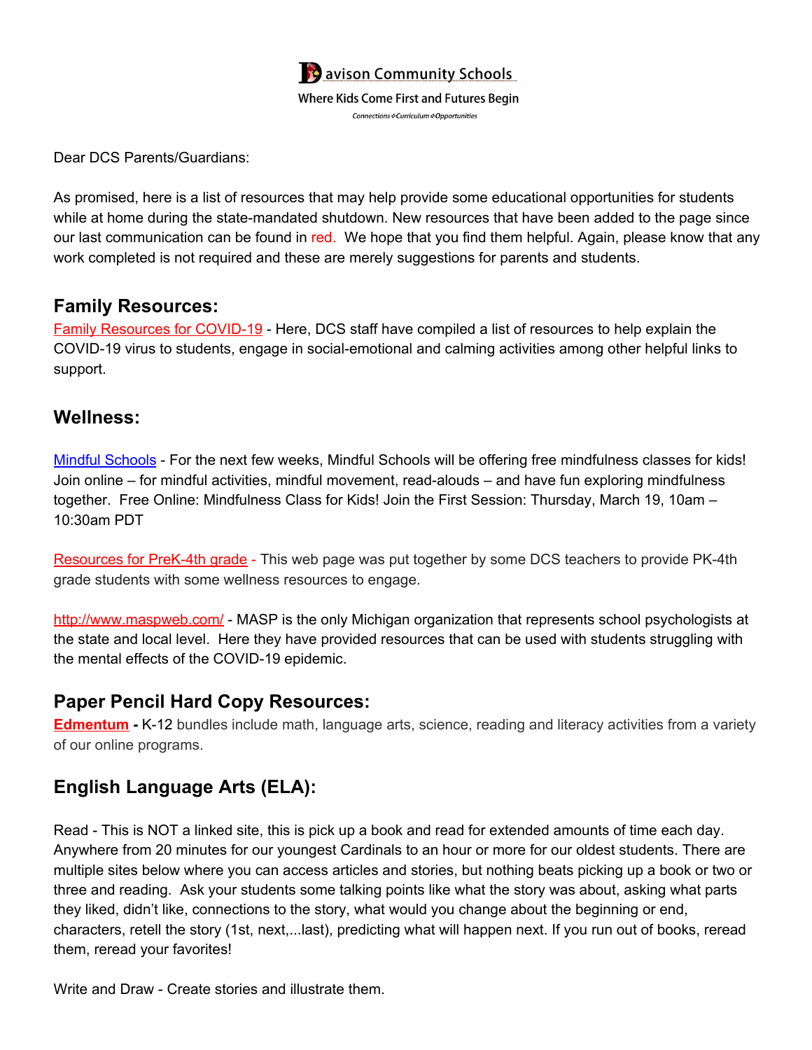Davison Community Schools

Where Kids Come First and Futures Begin

*Connections ❖ Curriculum ❖ Opportunities*

Dear DCS Parents/Guardians:

As promised, here is a list of resources that may help provide some educational opportunities for students while at home during the state-mandated shutdown. New resources that have been added to the page since our last communication can be found in red. We hope that you find them helpful. Again, please know that any work completed is not required and these are merely suggestions for parents and students.

## Family Resources:

Family Resources for COVID-19 - Here, DCS staff have compiled a list of resources to help explain the COVID-19 virus to students, engage in social-emotional and calming activities among other helpful links to support.

## Wellness:

Mindful Schools - For the next few weeks, Mindful Schools will be offering free mindfulness classes for kids! Join online – for mindful activities, mindful movement, read-alouds – and have fun exploring mindfulness together. Free Online: Mindfulness Class for Kids! Join the First Session: Thursday, March 19, 10am – 10:30am PDT

Resources for PreK-4th grade - This web page was put together by some DCS teachers to provide PK-4th grade students with some wellness resources to engage.

http://www.maspweb.com/ - MASP is the only Michigan organization that represents school psychologists at the state and local level. Here they have provided resources that can be used with students struggling with the mental effects of the COVID-19 epidemic.

## Paper Pencil Hard Copy Resources:

**Edmentum** - K-12 bundles include math, language arts, science, reading and literacy activities from a variety of our online programs.

## English Language Arts (ELA):

Read - This is NOT a linked site, this is pick up a book and read for extended amounts of time each day. Anywhere from 20 minutes for our youngest Cardinals to an hour or more for our oldest students. There are multiple sites below where you can access articles and stories, but nothing beats picking up a book or two or three and reading. Ask your students some talking points like what the story was about, asking what parts they liked, didn't like, connections to the story, what would you change about the beginning or end, characters, retell the story (1st, next,...last), predicting what will happen next. If you run out of books, reread them, reread your favorites!

Write and Draw - Create stories and illustrate them.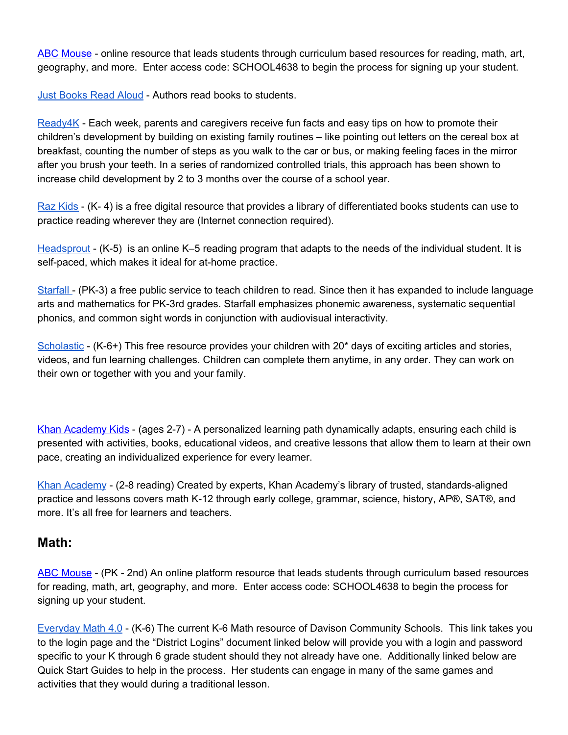[ABC Mouse](#) - online resource that leads students through curriculum based resources for reading, math, art, geography, and more.  Enter access code: SCHOOL4638 to begin the process for signing up your student.

[Just Books Read Aloud](#) - Authors read books to students.

[Ready4K](#) - Each week, parents and caregivers receive fun facts and easy tips on how to promote their children's development by building on existing family routines – like pointing out letters on the cereal box at breakfast, counting the number of steps as you walk to the car or bus, or making feeling faces in the mirror after you brush your teeth. In a series of randomized controlled trials, this approach has been shown to increase child development by 2 to 3 months over the course of a school year.

[Raz Kids](#) - (K- 4) is a free digital resource that provides a library of differentiated books students can use to practice reading wherever they are (Internet connection required).

[Headsprout](#) - (K-5)  is an online K–5 reading program that adapts to the needs of the individual student. It is self-paced, which makes it ideal for at-home practice.

[Starfall](#) - (PK-3) a free public service to teach children to read. Since then it has expanded to include language arts and mathematics for PK-3rd grades. Starfall emphasizes phonemic awareness, systematic sequential phonics, and common sight words in conjunction with audiovisual interactivity.

[Scholastic](#) - (K-6+) This free resource provides your children with 20* days of exciting articles and stories, videos, and fun learning challenges. Children can complete them anytime, in any order. They can work on their own or together with you and your family.

[Khan Academy Kids](#) - (ages 2-7) - A personalized learning path dynamically adapts, ensuring each child is presented with activities, books, educational videos, and creative lessons that allow them to learn at their own pace, creating an individualized experience for every learner.

[Khan Academy](#) - (2-8 reading) Created by experts, Khan Academy's library of trusted, standards-aligned practice and lessons covers math K-12 through early college, grammar, science, history, AP®, SAT®, and more. It's all free for learners and teachers.

## Math:

[ABC Mouse](#) - (PK - 2nd) An online platform resource that leads students through curriculum based resources for reading, math, art, geography, and more.  Enter access code: SCHOOL4638 to begin the process for signing up your student.

[Everyday Math 4.0](#) - (K-6) The current K-6 Math resource of Davison Community Schools.  This link takes you to the login page and the "District Logins" document linked below will provide you with a login and password specific to your K through 6 grade student should they not already have one.  Additionally linked below are Quick Start Guides to help in the process.  Her students can engage in many of the same games and activities that they would during a traditional lesson.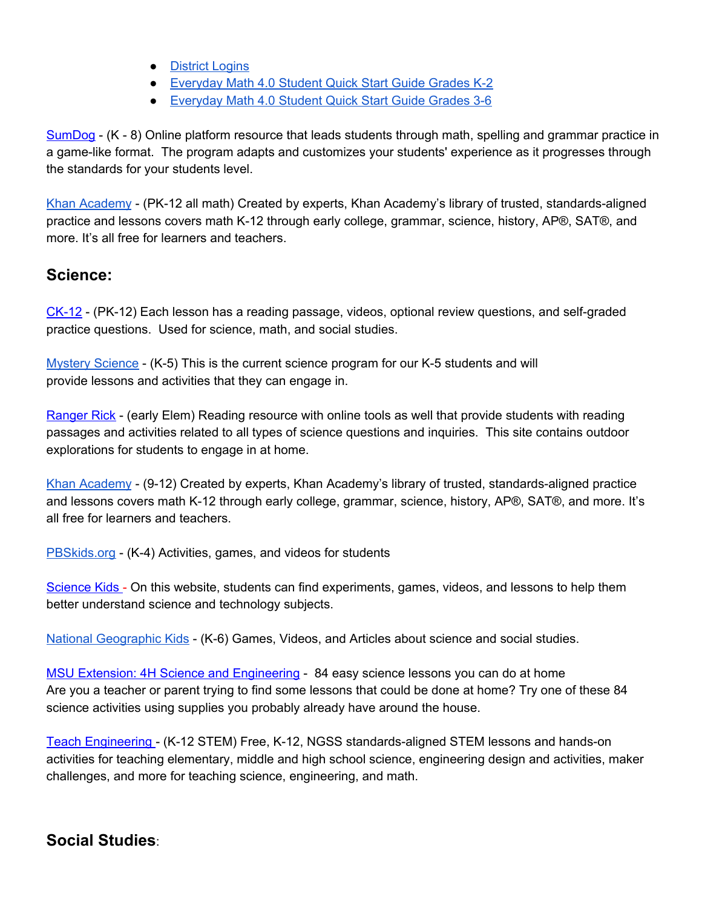- District Logins
- Everyday Math 4.0 Student Quick Start Guide Grades K-2
- Everyday Math 4.0 Student Quick Start Guide Grades 3-6

SumDog - (K - 8) Online platform resource that leads students through math, spelling and grammar practice in a game-like format. The program adapts and customizes your students' experience as it progresses through the standards for your students level.

Khan Academy - (PK-12 all math) Created by experts, Khan Academy's library of trusted, standards-aligned practice and lessons covers math K-12 through early college, grammar, science, history, AP®, SAT®, and more. It's all free for learners and teachers.

## Science:

CK-12 - (PK-12) Each lesson has a reading passage, videos, optional review questions, and self-graded practice questions. Used for science, math, and social studies.

Mystery Science - (K-5) This is the current science program for our K-5 students and will provide lessons and activities that they can engage in.

Ranger Rick - (early Elem) Reading resource with online tools as well that provide students with reading passages and activities related to all types of science questions and inquiries. This site contains outdoor explorations for students to engage in at home.

Khan Academy - (9-12) Created by experts, Khan Academy's library of trusted, standards-aligned practice and lessons covers math K-12 through early college, grammar, science, history, AP®, SAT®, and more. It's all free for learners and teachers.

PBSkids.org - (K-4) Activities, games, and videos for students

Science Kids - On this website, students can find experiments, games, videos, and lessons to help them better understand science and technology subjects.

National Geographic Kids - (K-6) Games, Videos, and Articles about science and social studies.

MSU Extension: 4H Science and Engineering - 84 easy science lessons you can do at home
Are you a teacher or parent trying to find some lessons that could be done at home? Try one of these 84 science activities using supplies you probably already have around the house.

Teach Engineering - (K-12 STEM) Free, K-12, NGSS standards-aligned STEM lessons and hands-on activities for teaching elementary, middle and high school science, engineering design and activities, maker challenges, and more for teaching science, engineering, and math.

## Social Studies: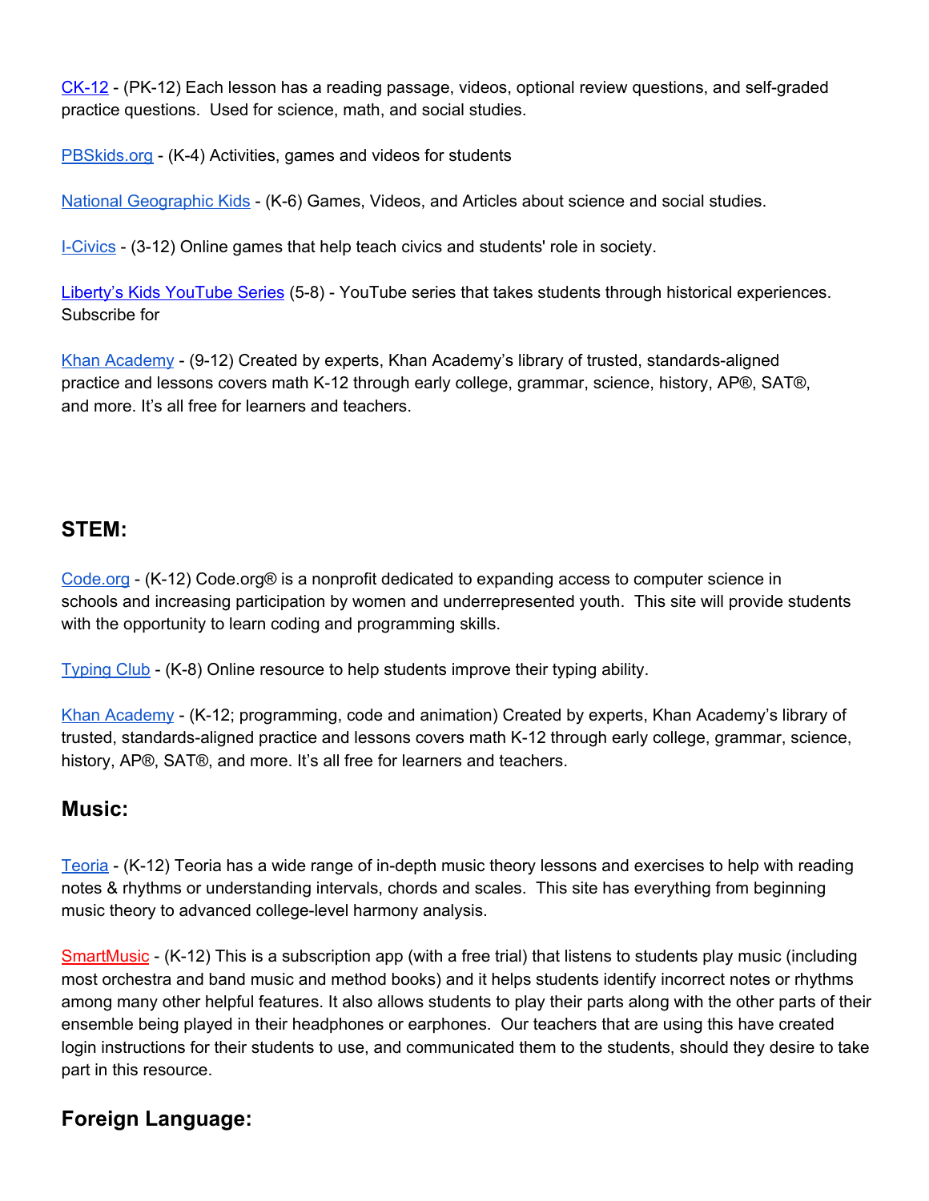CK-12 - (PK-12) Each lesson has a reading passage, videos, optional review questions, and self-graded practice questions. Used for science, math, and social studies.

PBSkids.org - (K-4) Activities, games and videos for students

National Geographic Kids - (K-6) Games, Videos, and Articles about science and social studies.

I-Civics - (3-12) Online games that help teach civics and students' role in society.

Liberty's Kids YouTube Series (5-8) - YouTube series that takes students through historical experiences. Subscribe for

Khan Academy - (9-12) Created by experts, Khan Academy's library of trusted, standards-aligned practice and lessons covers math K-12 through early college, grammar, science, history, AP®, SAT®, and more. It's all free for learners and teachers.

## STEM:

Code.org - (K-12) Code.org® is a nonprofit dedicated to expanding access to computer science in schools and increasing participation by women and underrepresented youth. This site will provide students with the opportunity to learn coding and programming skills.

Typing Club - (K-8) Online resource to help students improve their typing ability.

Khan Academy - (K-12; programming, code and animation) Created by experts, Khan Academy's library of trusted, standards-aligned practice and lessons covers math K-12 through early college, grammar, science, history, AP®, SAT®, and more. It's all free for learners and teachers.

## Music:

Teoria - (K-12) Teoria has a wide range of in-depth music theory lessons and exercises to help with reading notes & rhythms or understanding intervals, chords and scales. This site has everything from beginning music theory to advanced college-level harmony analysis.

SmartMusic - (K-12) This is a subscription app (with a free trial) that listens to students play music (including most orchestra and band music and method books) and it helps students identify incorrect notes or rhythms among many other helpful features. It also allows students to play their parts along with the other parts of their ensemble being played in their headphones or earphones. Our teachers that are using this have created login instructions for their students to use, and communicated them to the students, should they desire to take part in this resource.

## Foreign Language: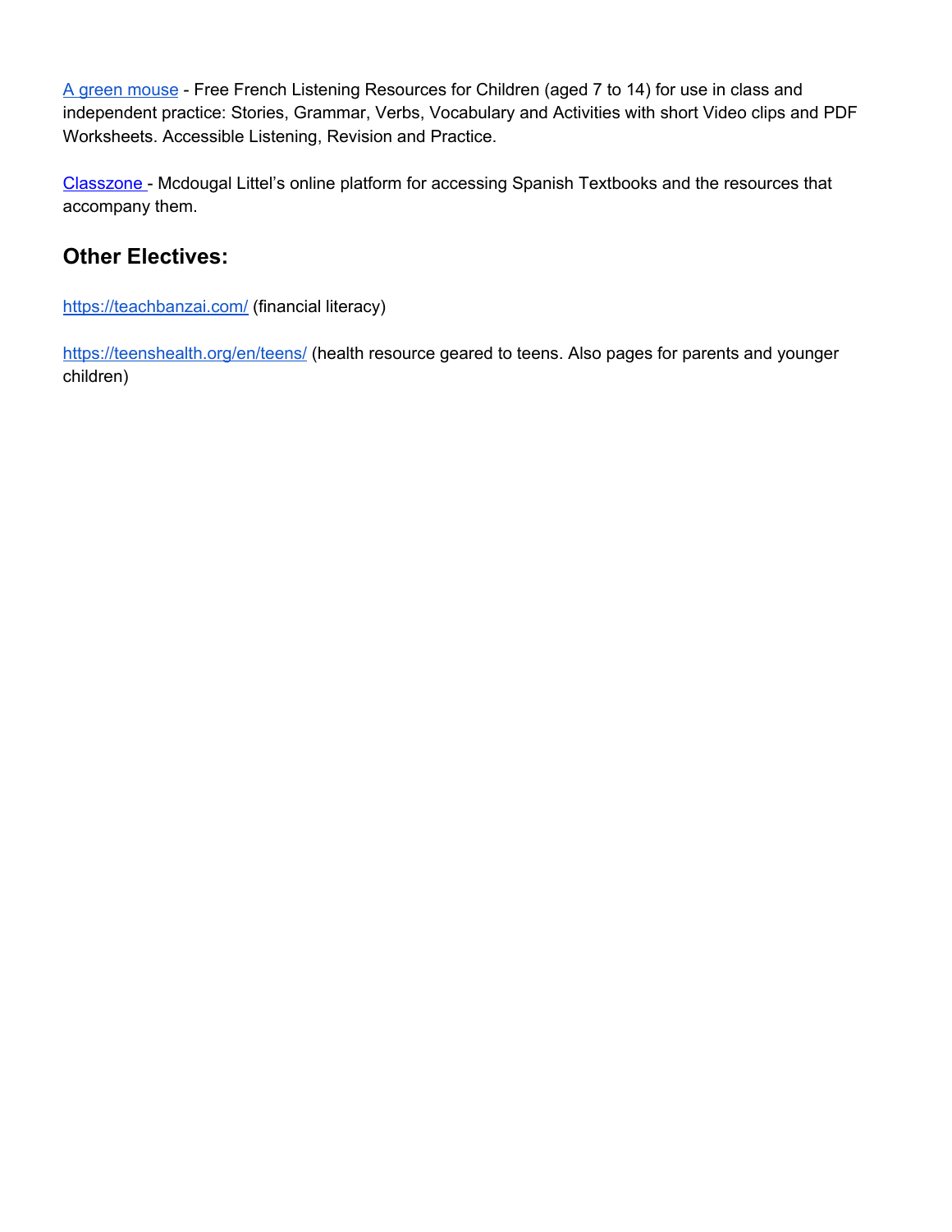[A green mouse](#) - Free French Listening Resources for Children (aged 7 to 14) for use in class and independent practice: Stories, Grammar, Verbs, Vocabulary and Activities with short Video clips and PDF Worksheets. Accessible Listening, Revision and Practice.

[Classzone](#) - Mcdougal Littel's online platform for accessing Spanish Textbooks and the resources that accompany them.

## Other Electives:

https://teachbanzai.com/ (financial literacy)

https://teenshealth.org/en/teens/ (health resource geared to teens. Also pages for parents and younger children)